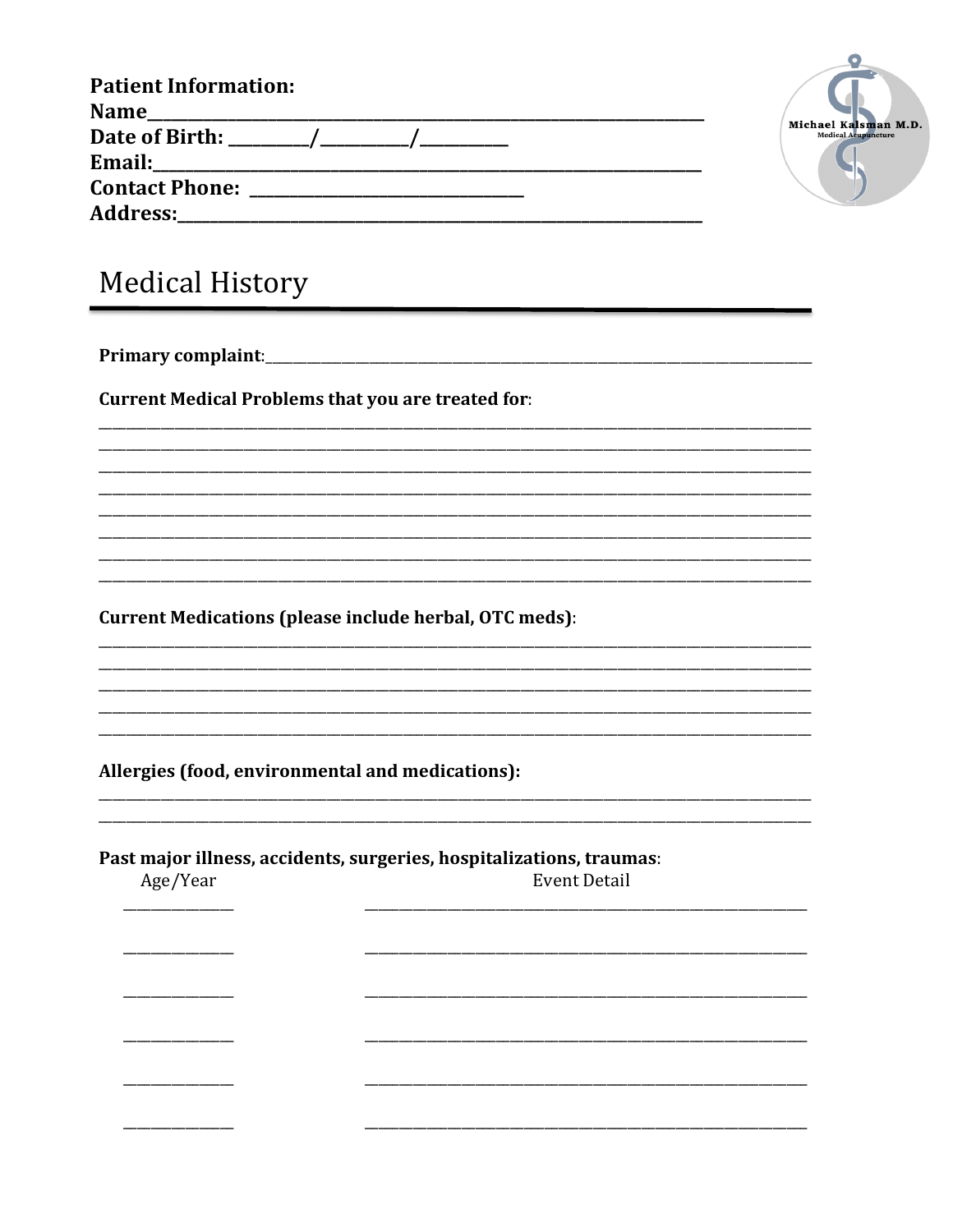**Patient Information:**
**Name**\_\_\_\_\_\_\_\_\_\_\_\_\_\_\_\_\_\_\_\_\_\_\_\_\_\_\_\_\_\_\_\_\_\_\_\_\_\_\_\_\_\_\_\_\_\_\_\_\_\_\_\_\_\_\_\_
**Date of Birth:** \_\_\_\_\_\_\_\_/\_\_\_\_\_\_\_\_\_/\_\_\_\_\_\_\_\_\_
**Email:**\_\_\_\_\_\_\_\_\_\_\_\_\_\_\_\_\_\_\_\_\_\_\_\_\_\_\_\_\_\_\_\_\_\_\_\_\_\_\_\_\_\_\_\_\_\_\_\_\_\_\_\_\_\_\_\_
**Contact Phone:** \_\_\_\_\_\_\_\_\_\_\_\_\_\_\_\_\_\_\_\_\_\_\_\_\_\_\_\_\_\_
**Address:**\_\_\_\_\_\_\_\_\_\_\_\_\_\_\_\_\_\_\_\_\_\_\_\_\_\_\_\_\_\_\_\_\_\_\_\_\_\_\_\_\_\_\_\_\_\_\_\_\_\_\_\_\_\_\_\_

Michael Kalsman M.D.
Medical Acupuncture

# Medical History

**Primary complaint**:\_\_\_\_\_\_\_\_\_\_\_\_\_\_\_\_\_\_\_\_\_\_\_\_\_\_\_\_\_\_\_\_\_\_\_\_\_\_\_\_\_\_\_\_\_\_\_\_\_\_\_\_\_\_\_\_

**Current Medical Problems that you are treated for**:

\_\_\_\_\_\_\_\_\_\_\_\_\_\_\_\_\_\_\_\_\_\_\_\_\_\_\_\_\_\_\_\_\_\_\_\_\_\_\_\_\_\_\_\_\_\_\_\_\_\_\_\_\_\_\_\_\_\_\_\_\_\_\_\_\_\_\_\_\_\_\_\_
\_\_\_\_\_\_\_\_\_\_\_\_\_\_\_\_\_\_\_\_\_\_\_\_\_\_\_\_\_\_\_\_\_\_\_\_\_\_\_\_\_\_\_\_\_\_\_\_\_\_\_\_\_\_\_\_\_\_\_\_\_\_\_\_\_\_\_\_\_\_\_\_
\_\_\_\_\_\_\_\_\_\_\_\_\_\_\_\_\_\_\_\_\_\_\_\_\_\_\_\_\_\_\_\_\_\_\_\_\_\_\_\_\_\_\_\_\_\_\_\_\_\_\_\_\_\_\_\_\_\_\_\_\_\_\_\_\_\_\_\_\_\_\_\_
\_\_\_\_\_\_\_\_\_\_\_\_\_\_\_\_\_\_\_\_\_\_\_\_\_\_\_\_\_\_\_\_\_\_\_\_\_\_\_\_\_\_\_\_\_\_\_\_\_\_\_\_\_\_\_\_\_\_\_\_\_\_\_\_\_\_\_\_\_\_\_\_
\_\_\_\_\_\_\_\_\_\_\_\_\_\_\_\_\_\_\_\_\_\_\_\_\_\_\_\_\_\_\_\_\_\_\_\_\_\_\_\_\_\_\_\_\_\_\_\_\_\_\_\_\_\_\_\_\_\_\_\_\_\_\_\_\_\_\_\_\_\_\_\_
\_\_\_\_\_\_\_\_\_\_\_\_\_\_\_\_\_\_\_\_\_\_\_\_\_\_\_\_\_\_\_\_\_\_\_\_\_\_\_\_\_\_\_\_\_\_\_\_\_\_\_\_\_\_\_\_\_\_\_\_\_\_\_\_\_\_\_\_\_\_\_\_
\_\_\_\_\_\_\_\_\_\_\_\_\_\_\_\_\_\_\_\_\_\_\_\_\_\_\_\_\_\_\_\_\_\_\_\_\_\_\_\_\_\_\_\_\_\_\_\_\_\_\_\_\_\_\_\_\_\_\_\_\_\_\_\_\_\_\_\_\_\_\_\_
\_\_\_\_\_\_\_\_\_\_\_\_\_\_\_\_\_\_\_\_\_\_\_\_\_\_\_\_\_\_\_\_\_\_\_\_\_\_\_\_\_\_\_\_\_\_\_\_\_\_\_\_\_\_\_\_\_\_\_\_\_\_\_\_\_\_\_\_\_\_\_\_

**Current Medications (please include herbal, OTC meds)**:

\_\_\_\_\_\_\_\_\_\_\_\_\_\_\_\_\_\_\_\_\_\_\_\_\_\_\_\_\_\_\_\_\_\_\_\_\_\_\_\_\_\_\_\_\_\_\_\_\_\_\_\_\_\_\_\_\_\_\_\_\_\_\_\_\_\_\_\_\_\_\_\_
\_\_\_\_\_\_\_\_\_\_\_\_\_\_\_\_\_\_\_\_\_\_\_\_\_\_\_\_\_\_\_\_\_\_\_\_\_\_\_\_\_\_\_\_\_\_\_\_\_\_\_\_\_\_\_\_\_\_\_\_\_\_\_\_\_\_\_\_\_\_\_\_
\_\_\_\_\_\_\_\_\_\_\_\_\_\_\_\_\_\_\_\_\_\_\_\_\_\_\_\_\_\_\_\_\_\_\_\_\_\_\_\_\_\_\_\_\_\_\_\_\_\_\_\_\_\_\_\_\_\_\_\_\_\_\_\_\_\_\_\_\_\_\_\_
\_\_\_\_\_\_\_\_\_\_\_\_\_\_\_\_\_\_\_\_\_\_\_\_\_\_\_\_\_\_\_\_\_\_\_\_\_\_\_\_\_\_\_\_\_\_\_\_\_\_\_\_\_\_\_\_\_\_\_\_\_\_\_\_\_\_\_\_\_\_\_\_
\_\_\_\_\_\_\_\_\_\_\_\_\_\_\_\_\_\_\_\_\_\_\_\_\_\_\_\_\_\_\_\_\_\_\_\_\_\_\_\_\_\_\_\_\_\_\_\_\_\_\_\_\_\_\_\_\_\_\_\_\_\_\_\_\_\_\_\_\_\_\_\_

**Allergies (food, environmental and medications):**

\_\_\_\_\_\_\_\_\_\_\_\_\_\_\_\_\_\_\_\_\_\_\_\_\_\_\_\_\_\_\_\_\_\_\_\_\_\_\_\_\_\_\_\_\_\_\_\_\_\_\_\_\_\_\_\_\_\_\_\_\_\_\_\_\_\_\_\_\_\_\_\_
\_\_\_\_\_\_\_\_\_\_\_\_\_\_\_\_\_\_\_\_\_\_\_\_\_\_\_\_\_\_\_\_\_\_\_\_\_\_\_\_\_\_\_\_\_\_\_\_\_\_\_\_\_\_\_\_\_\_\_\_\_\_\_\_\_\_\_\_\_\_\_\_

**Past major illness, accidents, surgeries, hospitalizations, traumas**:

| Age/Year | Event Detail |
| --- | --- |
| \_\_\_\_\_\_\_\_\_\_ | \_\_\_\_\_\_\_\_\_\_\_\_\_\_\_\_\_\_\_\_\_\_\_\_\_\_\_\_\_\_\_\_\_\_\_\_\_\_\_\_\_\_\_\_ |
| \_\_\_\_\_\_\_\_\_\_ | \_\_\_\_\_\_\_\_\_\_\_\_\_\_\_\_\_\_\_\_\_\_\_\_\_\_\_\_\_\_\_\_\_\_\_\_\_\_\_\_\_\_\_\_ |
| \_\_\_\_\_\_\_\_\_\_ | \_\_\_\_\_\_\_\_\_\_\_\_\_\_\_\_\_\_\_\_\_\_\_\_\_\_\_\_\_\_\_\_\_\_\_\_\_\_\_\_\_\_\_\_ |
| \_\_\_\_\_\_\_\_\_\_ | \_\_\_\_\_\_\_\_\_\_\_\_\_\_\_\_\_\_\_\_\_\_\_\_\_\_\_\_\_\_\_\_\_\_\_\_\_\_\_\_\_\_\_\_ |
| \_\_\_\_\_\_\_\_\_\_ | \_\_\_\_\_\_\_\_\_\_\_\_\_\_\_\_\_\_\_\_\_\_\_\_\_\_\_\_\_\_\_\_\_\_\_\_\_\_\_\_\_\_\_\_ |
| \_\_\_\_\_\_\_\_\_\_ | \_\_\_\_\_\_\_\_\_\_\_\_\_\_\_\_\_\_\_\_\_\_\_\_\_\_\_\_\_\_\_\_\_\_\_\_\_\_\_\_\_\_\_\_ |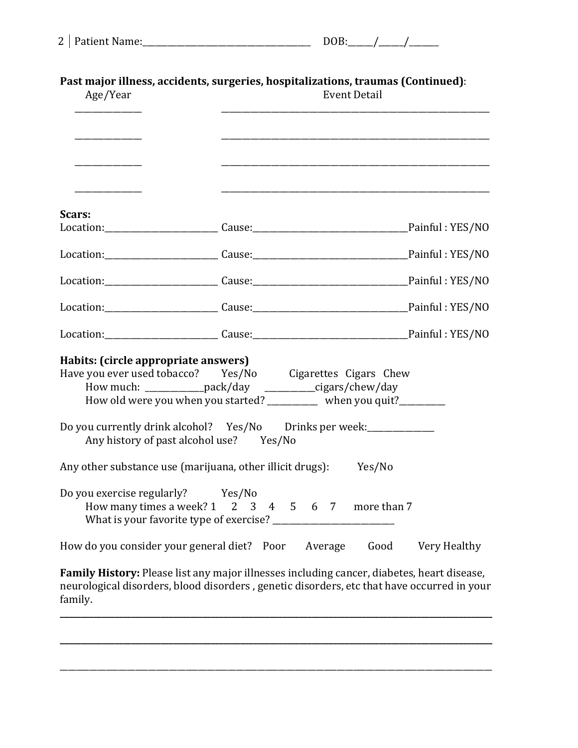Patient Name:_____________________________________ DOB:_____/_____/______

**Past major illness, accidents, surgeries, hospitalizations, traumas (Continued)**:

| Age/Year | Event Detail |
| --- | --- |
| ______________ | ______________________________________________________________ |
| ______________ | ______________________________________________________________ |
| ______________ | ______________________________________________________________ |
| ______________ | ______________________________________________________________ |

**Scars:**

Location:_________________________ Cause:__________________________________Painful : YES/NO

Location:_________________________ Cause:__________________________________Painful : YES/NO

Location:_________________________ Cause:__________________________________Painful : YES/NO

Location:_________________________ Cause:__________________________________Painful : YES/NO

Location:_________________________ Cause:__________________________________Painful : YES/NO

**Habits: (circle appropriate answers)**

Have you ever used tobacco? Yes/No Cigarettes Cigars Chew

How much: _____________pack/day ___________cigars/chew/day

How old were you when you started? ___________ when you quit?__________

Do you currently drink alcohol? Yes/No Drinks per week:_______________

Any history of past alcohol use? Yes/No

Any other substance use (marijuana, other illicit drugs): Yes/No

Do you exercise regularly? Yes/No

How many times a week? 1 2 3 4 5 6 7 more than 7

What is your favorite type of exercise? ___________________________

How do you consider your general diet? Poor Average Good Very Healthy

**Family History:** Please list any major illnesses including cancer, diabetes, heart disease, neurological disorders, blood disorders , genetic disorders, etc that have occurred in your family.

_____________________________________________________________________________________________

_____________________________________________________________________________________________

_____________________________________________________________________________________________